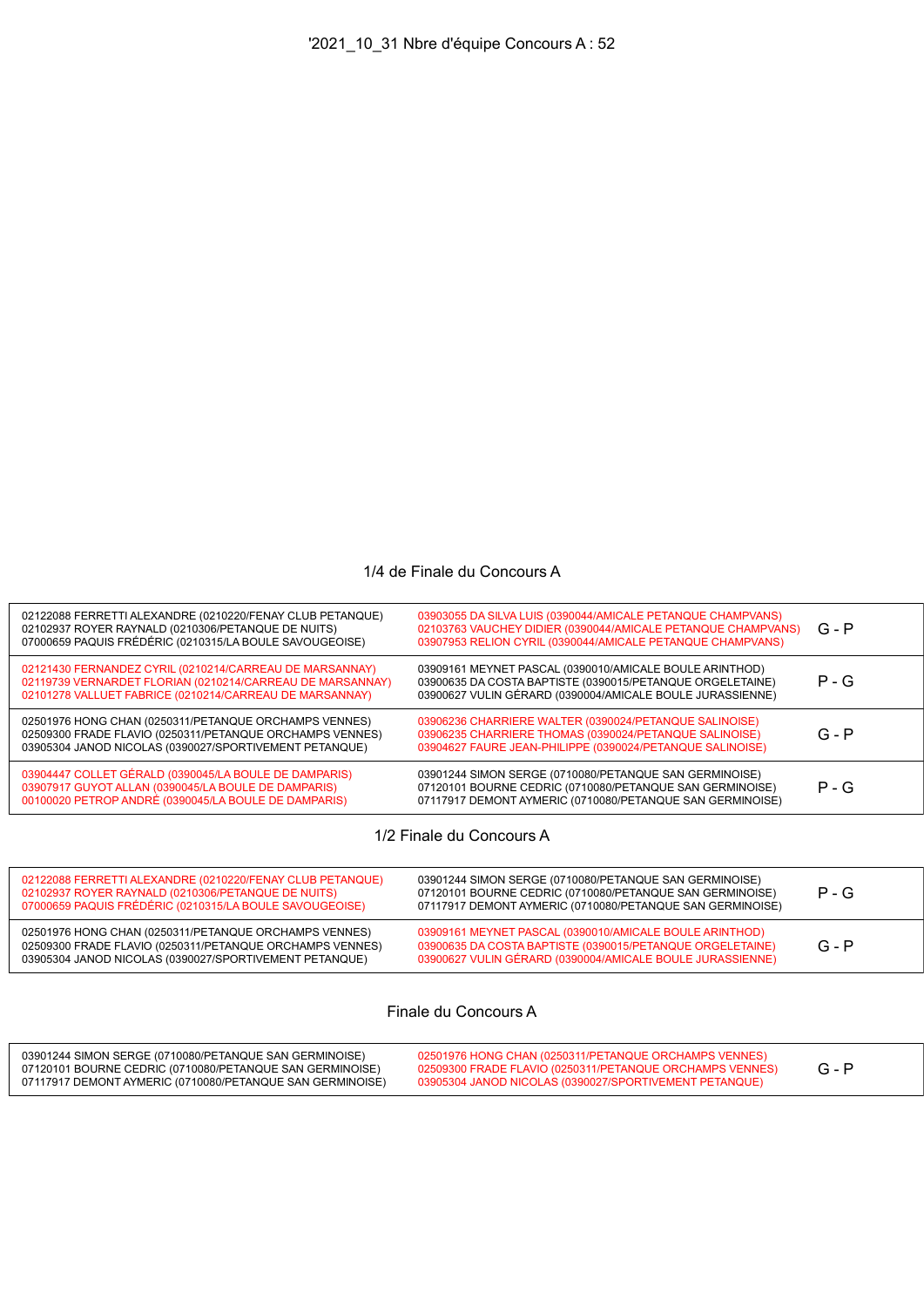# '2021_10_31 Nbre d'équipe Concours A : 52

## 1/4 de Finale du Concours A

| Équipe 1 | Équipe 2 | Résultat |
|---|---|---|
| 02122088 FERRETTI ALEXANDRE (0210220/FENAY CLUB PETANQUE)<br>02102937 ROYER RAYNALD (0210306/PETANQUE DE NUITS)<br>07000659 PAQUIS FRÉDÉRIC (0210315/LA BOULE SAVOUGEOISE) | 03903055 DA SILVA LUIS (0390044/AMICALE PETANQUE CHAMPVANS)<br>02103763 VAUCHEY DIDIER (0390044/AMICALE PETANQUE CHAMPVANS)<br>03907953 RELION CYRIL (0390044/AMICALE PETANQUE CHAMPVANS) | G - P |
| 02121430 FERNANDEZ CYRIL (0210214/CARREAU DE MARSANNAY)<br>02119739 VERNARDET FLORIAN (0210214/CARREAU DE MARSANNAY)<br>02101278 VALLUET FABRICE (0210214/CARREAU DE MARSANNAY) | 03909161 MEYNET PASCAL (0390010/AMICALE BOULE ARINTHOD)<br>03900635 DA COSTA BAPTISTE (0390015/PETANQUE ORGELETAINE)<br>03900627 VULIN GÉRARD (0390004/AMICALE BOULE JURASSIENNE) | P - G |
| 02501976 HONG CHAN (0250311/PETANQUE ORCHAMPS VENNES)<br>02509300 FRADE FLAVIO (0250311/PETANQUE ORCHAMPS VENNES)<br>03905304 JANOD NICOLAS (0390027/SPORTIVEMENT PETANQUE) | 03906236 CHARRIERE WALTER (0390024/PETANQUE SALINOISE)<br>03906235 CHARRIERE THOMAS (0390024/PETANQUE SALINOISE)<br>03904627 FAURE JEAN-PHILIPPE (0390024/PETANQUE SALINOISE) | G - P |
| 03904447 COLLET GÉRALD (0390045/LA BOULE DE DAMPARIS)<br>03907917 GUYOT ALLAN (0390045/LA BOULE DE DAMPARIS)<br>00100020 PETROP ANDRÉ (0390045/LA BOULE DE DAMPARIS) | 03901244 SIMON SERGE (0710080/PETANQUE SAN GERMINOISE)<br>07120101 BOURNE CEDRIC (0710080/PETANQUE SAN GERMINOISE)<br>07117917 DEMONT AYMERIC (0710080/PETANQUE SAN GERMINOISE) | P - G |

## 1/2 Finale du Concours A

| Équipe 1 | Équipe 2 | Résultat |
|---|---|---|
| 02122088 FERRETTI ALEXANDRE (0210220/FENAY CLUB PETANQUE)<br>02102937 ROYER RAYNALD (0210306/PETANQUE DE NUITS)<br>07000659 PAQUIS FRÉDÉRIC (0210315/LA BOULE SAVOUGEOISE) | 03901244 SIMON SERGE (0710080/PETANQUE SAN GERMINOISE)<br>07120101 BOURNE CEDRIC (0710080/PETANQUE SAN GERMINOISE)<br>07117917 DEMONT AYMERIC (0710080/PETANQUE SAN GERMINOISE) | P - G |
| 02501976 HONG CHAN (0250311/PETANQUE ORCHAMPS VENNES)<br>02509300 FRADE FLAVIO (0250311/PETANQUE ORCHAMPS VENNES)<br>03905304 JANOD NICOLAS (0390027/SPORTIVEMENT PETANQUE) | 03909161 MEYNET PASCAL (0390010/AMICALE BOULE ARINTHOD)<br>03900635 DA COSTA BAPTISTE (0390015/PETANQUE ORGELETAINE)<br>03900627 VULIN GÉRARD (0390004/AMICALE BOULE JURASSIENNE) | G - P |

## Finale du Concours A

| Équipe 1 | Équipe 2 | Résultat |
|---|---|---|
| 03901244 SIMON SERGE (0710080/PETANQUE SAN GERMINOISE)<br>07120101 BOURNE CEDRIC (0710080/PETANQUE SAN GERMINOISE)<br>07117917 DEMONT AYMERIC (0710080/PETANQUE SAN GERMINOISE) | 02501976 HONG CHAN (0250311/PETANQUE ORCHAMPS VENNES)<br>02509300 FRADE FLAVIO (0250311/PETANQUE ORCHAMPS VENNES)<br>03905304 JANOD NICOLAS (0390027/SPORTIVEMENT PETANQUE) | G - P |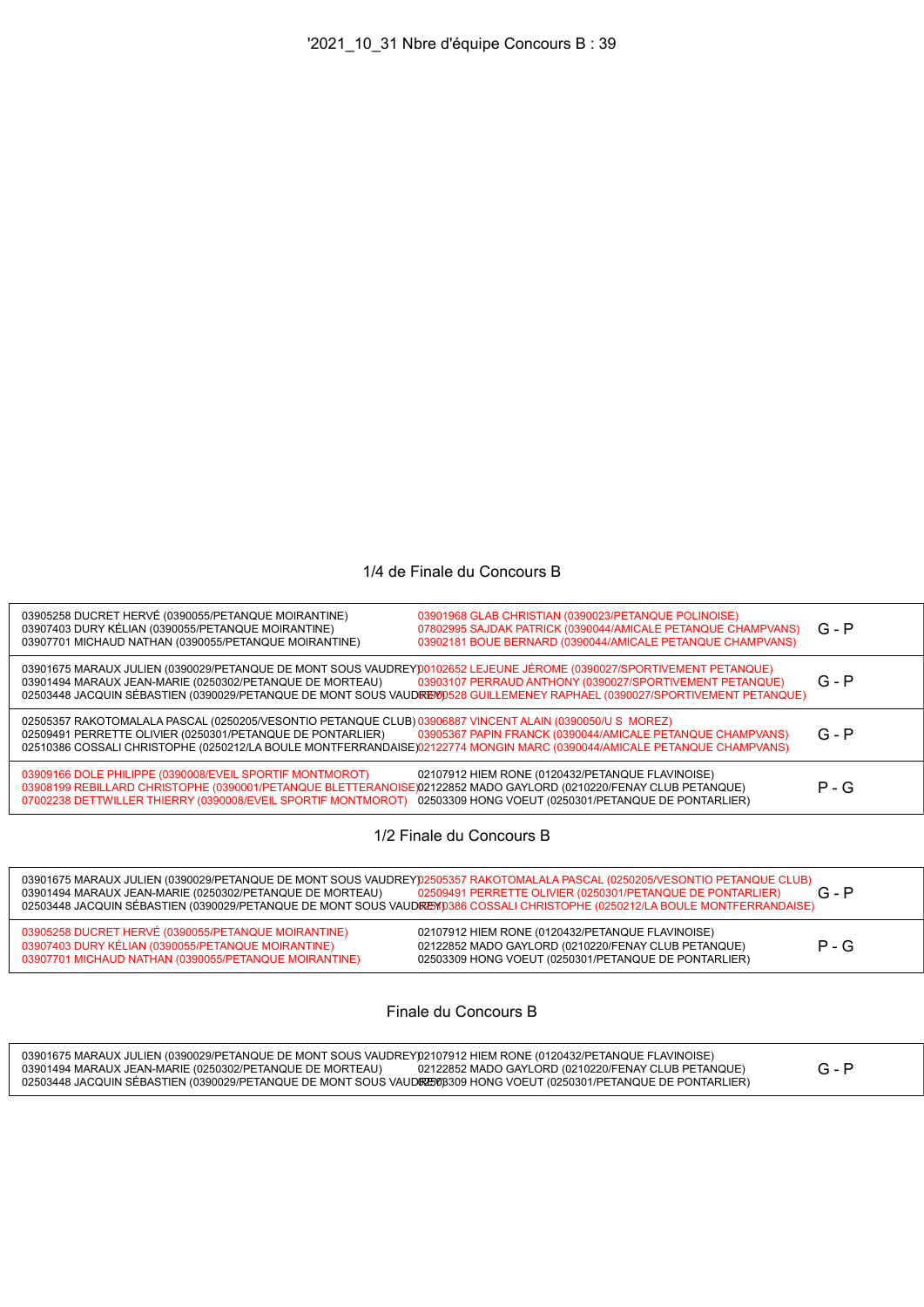'2021_10_31 Nbre d'équipe Concours B : 39

## 1/4 de Finale du Concours B

| Équipe 1 | Équipe 2 | Résultat |
|---|---|---|
| 03905258 DUCRET HERVÉ (0390055/PETANQUE MOIRANTINE)<br>03907403 DURY KÉLIAN (0390055/PETANQUE MOIRANTINE)<br>03907701 MICHAUD NATHAN (0390055/PETANQUE MOIRANTINE) | 03901968 GLAB CHRISTIAN (0390023/PETANQUE POLINOISE)<br>07802995 SAJDAK PATRICK (0390044/AMICALE PETANQUE CHAMPVANS)<br>03902181 BOUE BERNARD (0390044/AMICALE PETANQUE CHAMPVANS) | G - P |
| 03901675 MARAUX JULIEN (0390029/PETANQUE DE MONT SOUS VAUDREY)<br>03901494 MARAUX JEAN-MARIE (0250302/PETANQUE DE MORTEAU)<br>02503448 JACQUIN SÉBASTIEN (0390029/PETANQUE DE MONT SOUS VAUDREY) | 00102652 LEJEUNE JÉROME (0390027/SPORTIVEMENT PETANQUE)<br>03903107 PERRAUD ANTHONY (0390027/SPORTIVEMENT PETANQUE)<br>02500528 GUILLEMENEY RAPHAEL (0390027/SPORTIVEMENT PETANQUE) | G - P |
| 02505357 RAKOTOMALALA PASCAL (0250205/VESONTIO PETANQUE CLUB)<br>02509491 PERRETTE OLIVIER (0250301/PETANQUE DE PONTARLIER)<br>02510386 COSSALI CHRISTOPHE (0250212/LA BOULE MONTFERRANDAISE) | 03906887 VINCENT ALAIN (0390050/U S MOREZ)<br>03905367 PAPIN FRANCK (0390044/AMICALE PETANQUE CHAMPVANS)<br>02122774 MONGIN MARC (0390044/AMICALE PETANQUE CHAMPVANS) | G - P |
| 03909166 DOLE PHILIPPE (0390008/EVEIL SPORTIF MONTMOROT)<br>03908199 REBILLARD CHRISTOPHE (0390001/PETANQUE BLETTERANOISE)<br>07002238 DETTWILLER THIERRY (0390008/EVEIL SPORTIF MONTMOROT) | 02107912 HIEM RONE (0120432/PETANQUE FLAVINOISE)<br>02122852 MADO GAYLORD (0210220/FENAY CLUB PETANQUE)<br>02503309 HONG VOEUT (0250301/PETANQUE DE PONTARLIER) | P - G |

## 1/2 Finale du Concours B

| Équipe 1 | Équipe 2 | Résultat |
|---|---|---|
| 03901675 MARAUX JULIEN (0390029/PETANQUE DE MONT SOUS VAUDREY)<br>03901494 MARAUX JEAN-MARIE (0250302/PETANQUE DE MORTEAU)<br>02503448 JACQUIN SÉBASTIEN (0390029/PETANQUE DE MONT SOUS VAUDREY) | 02505357 RAKOTOMALALA PASCAL (0250205/VESONTIO PETANQUE CLUB)<br>02509491 PERRETTE OLIVIER (0250301/PETANQUE DE PONTARLIER)<br>02510386 COSSALI CHRISTOPHE (0250212/LA BOULE MONTFERRANDAISE) | G - P |
| 03905258 DUCRET HERVÉ (0390055/PETANQUE MOIRANTINE)<br>03907403 DURY KÉLIAN (0390055/PETANQUE MOIRANTINE)<br>03907701 MICHAUD NATHAN (0390055/PETANQUE MOIRANTINE) | 02107912 HIEM RONE (0120432/PETANQUE FLAVINOISE)<br>02122852 MADO GAYLORD (0210220/FENAY CLUB PETANQUE)<br>02503309 HONG VOEUT (0250301/PETANQUE DE PONTARLIER) | P - G |

## Finale du Concours B

| Équipe 1 | Équipe 2 | Résultat |
|---|---|---|
| 03901675 MARAUX JULIEN (0390029/PETANQUE DE MONT SOUS VAUDREY)<br>03901494 MARAUX JEAN-MARIE (0250302/PETANQUE DE MORTEAU)<br>02503448 JACQUIN SÉBASTIEN (0390029/PETANQUE DE MONT SOUS VAUDREY) | 02107912 HIEM RONE (0120432/PETANQUE FLAVINOISE)<br>02122852 MADO GAYLORD (0210220/FENAY CLUB PETANQUE)<br>02503309 HONG VOEUT (0250301/PETANQUE DE PONTARLIER) | G - P |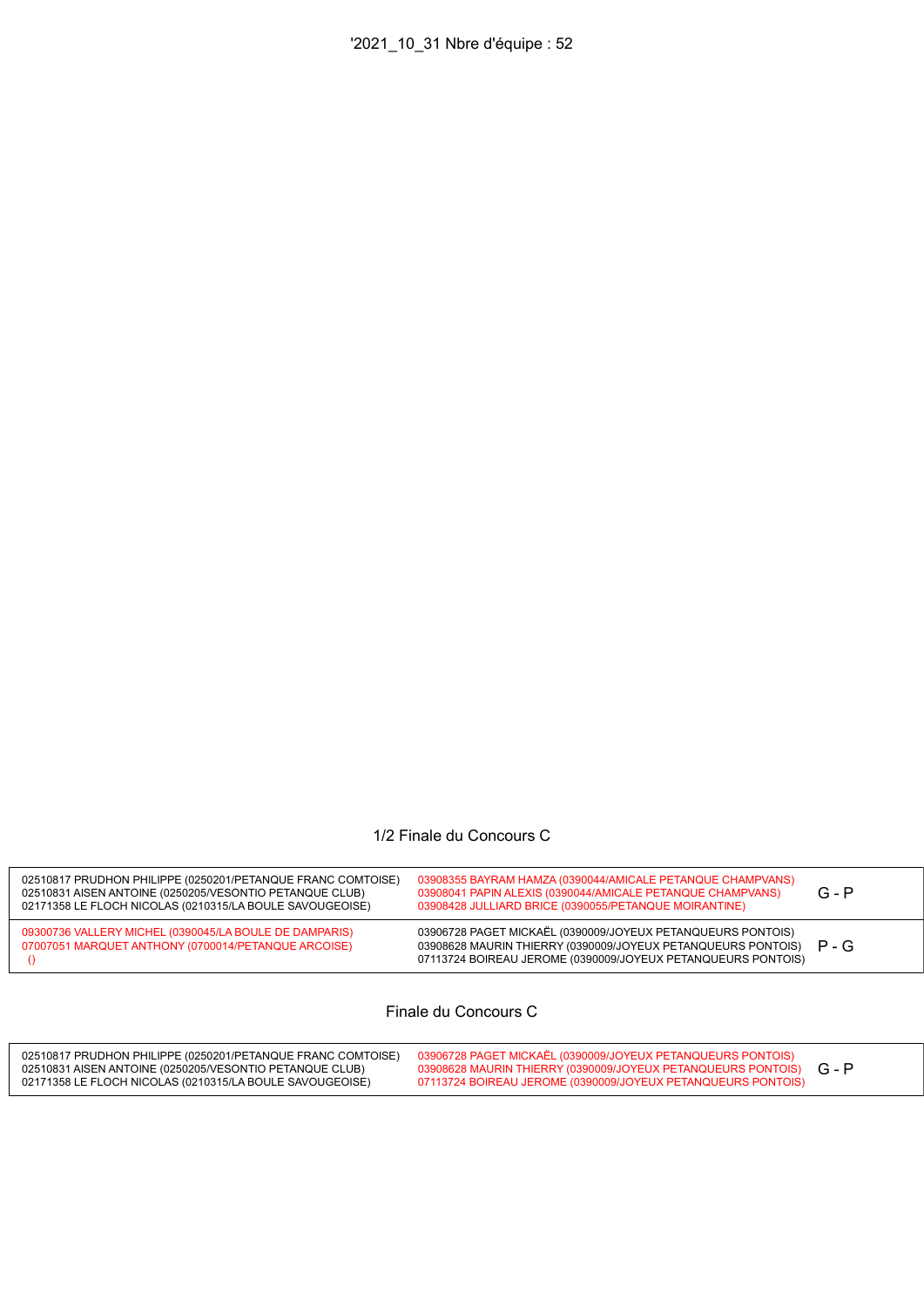'2021_10_31 Nbre d'équipe : 52

## 1/2 Finale du Concours C

| | | |
|---|---|---|
| 02510817 PRUDHON PHILIPPE (0250201/PETANQUE FRANC COMTOISE)<br>02510831 AISEN ANTOINE (0250205/VESONTIO PETANQUE CLUB)<br>02171358 LE FLOCH NICOLAS (0210315/LA BOULE SAVOUGEOISE) | 03908355 BAYRAM HAMZA (0390044/AMICALE PETANQUE CHAMPVANS)<br>03908041 PAPIN ALEXIS (0390044/AMICALE PETANQUE CHAMPVANS)<br>03908428 JULLIARD BRICE (0390055/PETANQUE MOIRANTINE) | G - P |
| 09300736 VALLERY MICHEL (0390045/LA BOULE DE DAMPARIS)<br>07007051 MARQUET ANTHONY (0700014/PETANQUE ARCOISE)<br>() | 03906728 PAGET MICKAËL (0390009/JOYEUX PETANQUEURS PONTOIS)<br>03908628 MAURIN THIERRY (0390009/JOYEUX PETANQUEURS PONTOIS)<br>07113724 BOIREAU JEROME (0390009/JOYEUX PETANQUEURS PONTOIS) | P - G |

## Finale du Concours C

| | | |
|---|---|---|
| 02510817 PRUDHON PHILIPPE (0250201/PETANQUE FRANC COMTOISE)<br>02510831 AISEN ANTOINE (0250205/VESONTIO PETANQUE CLUB)<br>02171358 LE FLOCH NICOLAS (0210315/LA BOULE SAVOUGEOISE) | 03906728 PAGET MICKAËL (0390009/JOYEUX PETANQUEURS PONTOIS)<br>03908628 MAURIN THIERRY (0390009/JOYEUX PETANQUEURS PONTOIS)<br>07113724 BOIREAU JEROME (0390009/JOYEUX PETANQUEURS PONTOIS) | G - P |